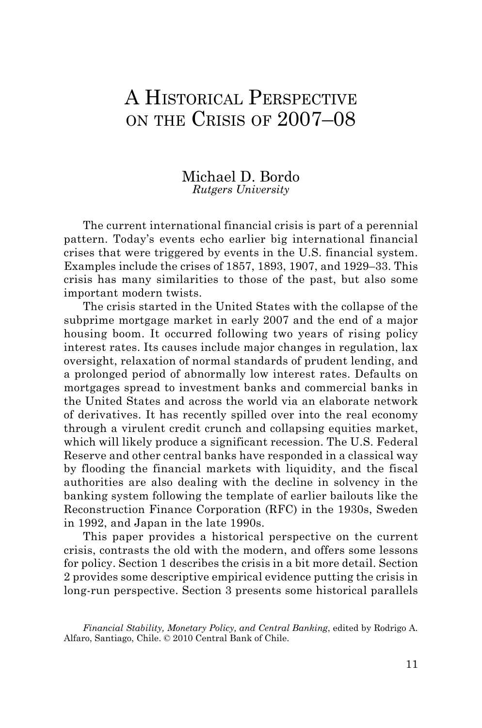# A Historical Perspective on the Crisis of 2007–08

Michael D. Bordo
*Rutgers University*

The current international financial crisis is part of a perennial pattern. Today's events echo earlier big international financial crises that were triggered by events in the U.S. financial system. Examples include the crises of 1857, 1893, 1907, and 1929–33. This crisis has many similarities to those of the past, but also some important modern twists.

The crisis started in the United States with the collapse of the subprime mortgage market in early 2007 and the end of a major housing boom. It occurred following two years of rising policy interest rates. Its causes include major changes in regulation, lax oversight, relaxation of normal standards of prudent lending, and a prolonged period of abnormally low interest rates. Defaults on mortgages spread to investment banks and commercial banks in the United States and across the world via an elaborate network of derivatives. It has recently spilled over into the real economy through a virulent credit crunch and collapsing equities market, which will likely produce a significant recession. The U.S. Federal Reserve and other central banks have responded in a classical way by flooding the financial markets with liquidity, and the fiscal authorities are also dealing with the decline in solvency in the banking system following the template of earlier bailouts like the Reconstruction Finance Corporation (RFC) in the 1930s, Sweden in 1992, and Japan in the late 1990s.

This paper provides a historical perspective on the current crisis, contrasts the old with the modern, and offers some lessons for policy. Section 1 describes the crisis in a bit more detail. Section 2 provides some descriptive empirical evidence putting the crisis in long-run perspective. Section 3 presents some historical parallels

*Financial Stability, Monetary Policy, and Central Banking*, edited by Rodrigo A. Alfaro, Santiago, Chile. © 2010 Central Bank of Chile.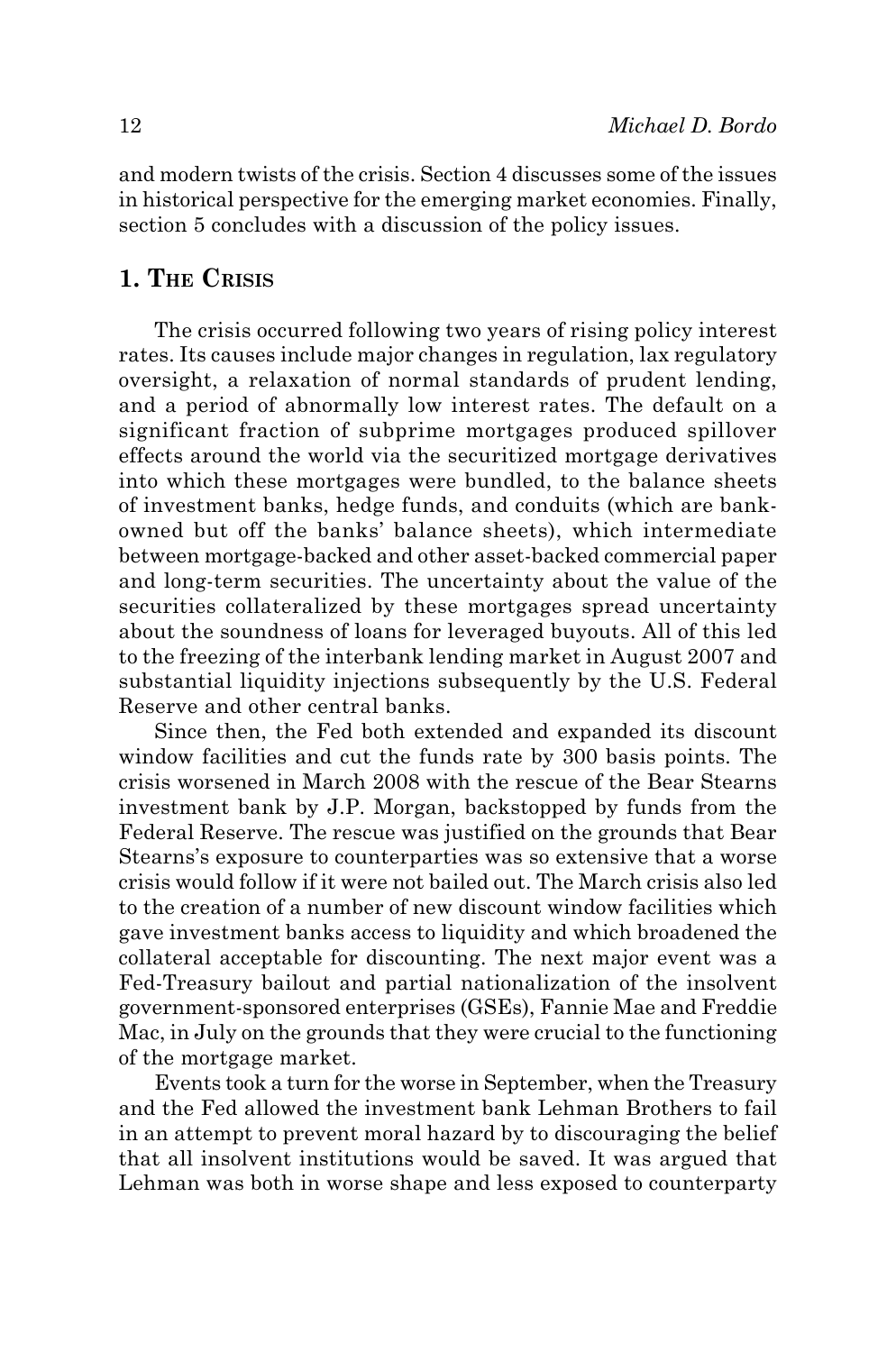and modern twists of the crisis. Section 4 discusses some of the issues in historical perspective for the emerging market economies. Finally, section 5 concludes with a discussion of the policy issues.

## 1. The Crisis

The crisis occurred following two years of rising policy interest rates. Its causes include major changes in regulation, lax regulatory oversight, a relaxation of normal standards of prudent lending, and a period of abnormally low interest rates. The default on a significant fraction of subprime mortgages produced spillover effects around the world via the securitized mortgage derivatives into which these mortgages were bundled, to the balance sheets of investment banks, hedge funds, and conduits (which are bank-owned but off the banks' balance sheets), which intermediate between mortgage-backed and other asset-backed commercial paper and long-term securities. The uncertainty about the value of the securities collateralized by these mortgages spread uncertainty about the soundness of loans for leveraged buyouts. All of this led to the freezing of the interbank lending market in August 2007 and substantial liquidity injections subsequently by the U.S. Federal Reserve and other central banks.

Since then, the Fed both extended and expanded its discount window facilities and cut the funds rate by 300 basis points. The crisis worsened in March 2008 with the rescue of the Bear Stearns investment bank by J.P. Morgan, backstopped by funds from the Federal Reserve. The rescue was justified on the grounds that Bear Stearns's exposure to counterparties was so extensive that a worse crisis would follow if it were not bailed out. The March crisis also led to the creation of a number of new discount window facilities which gave investment banks access to liquidity and which broadened the collateral acceptable for discounting. The next major event was a Fed-Treasury bailout and partial nationalization of the insolvent government-sponsored enterprises (GSEs), Fannie Mae and Freddie Mac, in July on the grounds that they were crucial to the functioning of the mortgage market.

Events took a turn for the worse in September, when the Treasury and the Fed allowed the investment bank Lehman Brothers to fail in an attempt to prevent moral hazard by to discouraging the belief that all insolvent institutions would be saved. It was argued that Lehman was both in worse shape and less exposed to counterparty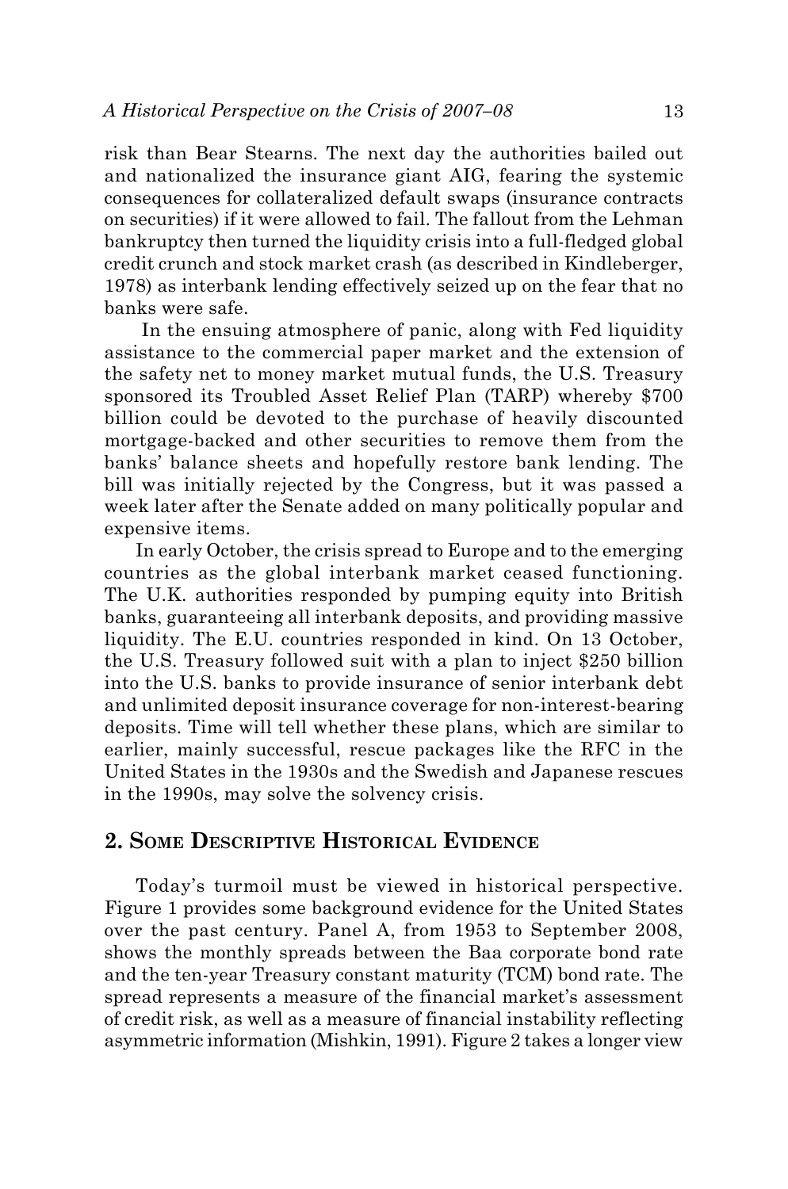risk than Bear Stearns. The next day the authorities bailed out and nationalized the insurance giant AIG, fearing the systemic consequences for collateralized default swaps (insurance contracts on securities) if it were allowed to fail. The fallout from the Lehman bankruptcy then turned the liquidity crisis into a full-fledged global credit crunch and stock market crash (as described in Kindleberger, 1978) as interbank lending effectively seized up on the fear that no banks were safe.

In the ensuing atmosphere of panic, along with Fed liquidity assistance to the commercial paper market and the extension of the safety net to money market mutual funds, the U.S. Treasury sponsored its Troubled Asset Relief Plan (TARP) whereby $700 billion could be devoted to the purchase of heavily discounted mortgage-backed and other securities to remove them from the banks' balance sheets and hopefully restore bank lending. The bill was initially rejected by the Congress, but it was passed a week later after the Senate added on many politically popular and expensive items.

In early October, the crisis spread to Europe and to the emerging countries as the global interbank market ceased functioning. The U.K. authorities responded by pumping equity into British banks, guaranteeing all interbank deposits, and providing massive liquidity. The E.U. countries responded in kind. On 13 October, the U.S. Treasury followed suit with a plan to inject $250 billion into the U.S. banks to provide insurance of senior interbank debt and unlimited deposit insurance coverage for non-interest-bearing deposits. Time will tell whether these plans, which are similar to earlier, mainly successful, rescue packages like the RFC in the United States in the 1930s and the Swedish and Japanese rescues in the 1990s, may solve the solvency crisis.

## 2. Some Descriptive Historical Evidence

Today's turmoil must be viewed in historical perspective. Figure 1 provides some background evidence for the United States over the past century. Panel A, from 1953 to September 2008, shows the monthly spreads between the Baa corporate bond rate and the ten-year Treasury constant maturity (TCM) bond rate. The spread represents a measure of the financial market's assessment of credit risk, as well as a measure of financial instability reflecting asymmetric information (Mishkin, 1991). Figure 2 takes a longer view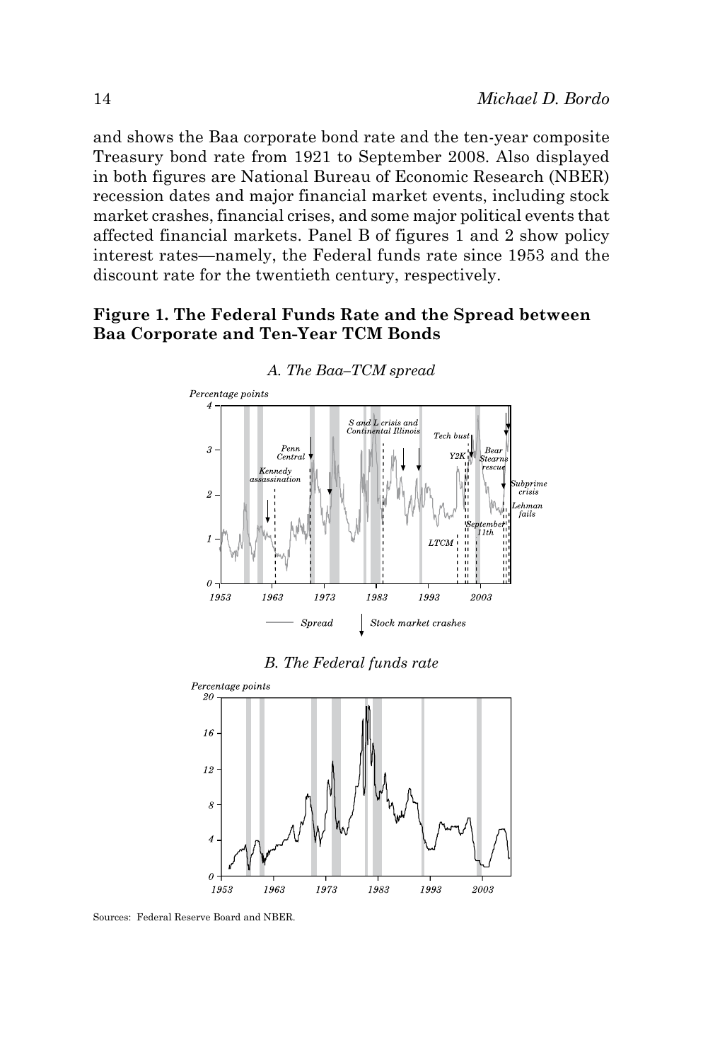and shows the Baa corporate bond rate and the ten-year composite Treasury bond rate from 1921 to September 2008. Also displayed in both figures are National Bureau of Economic Research (NBER) recession dates and major financial market events, including stock market crashes, financial crises, and some major political events that affected financial markets. Panel B of figures 1 and 2 show policy interest rates—namely, the Federal funds rate since 1953 and the discount rate for the twentieth century, respectively.

**Figure 1. The Federal Funds Rate and the Spread between Baa Corporate and Ten-Year TCM Bonds**

*A. The Baa–TCM spread*

*B. The Federal funds rate*

Sources: Federal Reserve Board and NBER.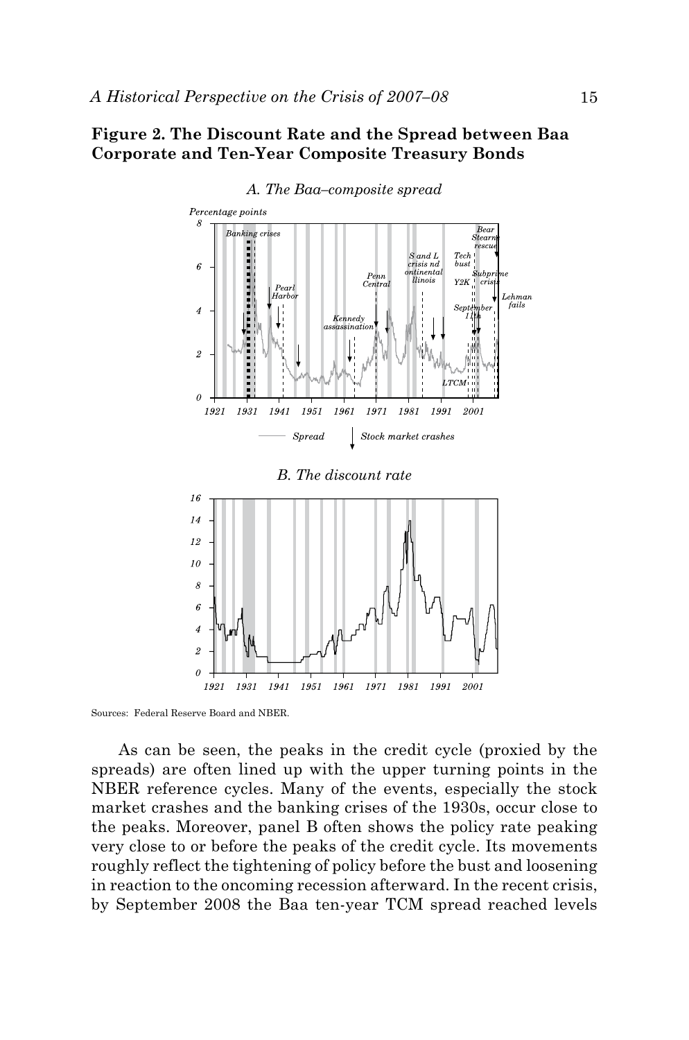**Figure 2. The Discount Rate and the Spread between Baa Corporate and Ten-Year Composite Treasury Bonds**

*A. The Baa–composite spread*

*B. The discount rate*

Sources: Federal Reserve Board and NBER.

As can be seen, the peaks in the credit cycle (proxied by the spreads) are often lined up with the upper turning points in the NBER reference cycles. Many of the events, especially the stock market crashes and the banking crises of the 1930s, occur close to the peaks. Moreover, panel B often shows the policy rate peaking very close to or before the peaks of the credit cycle. Its movements roughly reflect the tightening of policy before the bust and loosening in reaction to the oncoming recession afterward. In the recent crisis, by September 2008 the Baa ten-year TCM spread reached levels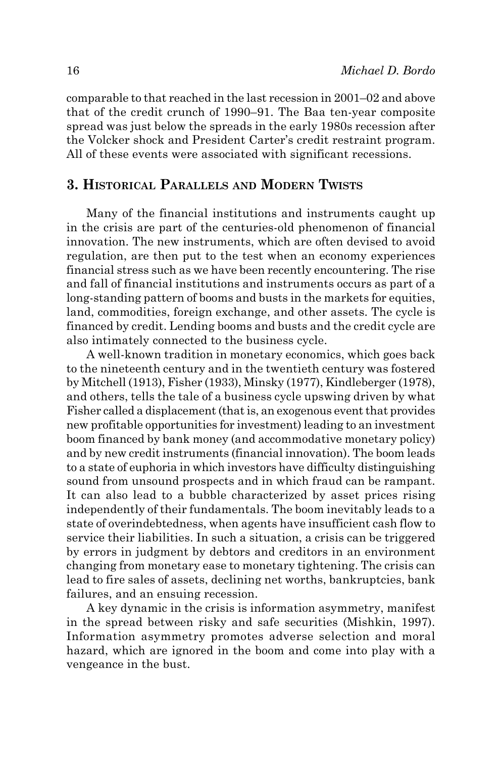comparable to that reached in the last recession in 2001–02 and above that of the credit crunch of 1990–91. The Baa ten-year composite spread was just below the spreads in the early 1980s recession after the Volcker shock and President Carter's credit restraint program. All of these events were associated with significant recessions.

## 3. Historical Parallels and Modern Twists

Many of the financial institutions and instruments caught up in the crisis are part of the centuries-old phenomenon of financial innovation. The new instruments, which are often devised to avoid regulation, are then put to the test when an economy experiences financial stress such as we have been recently encountering. The rise and fall of financial institutions and instruments occurs as part of a long-standing pattern of booms and busts in the markets for equities, land, commodities, foreign exchange, and other assets. The cycle is financed by credit. Lending booms and busts and the credit cycle are also intimately connected to the business cycle.

A well-known tradition in monetary economics, which goes back to the nineteenth century and in the twentieth century was fostered by Mitchell (1913), Fisher (1933), Minsky (1977), Kindleberger (1978), and others, tells the tale of a business cycle upswing driven by what Fisher called a displacement (that is, an exogenous event that provides new profitable opportunities for investment) leading to an investment boom financed by bank money (and accommodative monetary policy) and by new credit instruments (financial innovation). The boom leads to a state of euphoria in which investors have difficulty distinguishing sound from unsound prospects and in which fraud can be rampant. It can also lead to a bubble characterized by asset prices rising independently of their fundamentals. The boom inevitably leads to a state of overindebtedness, when agents have insufficient cash flow to service their liabilities. In such a situation, a crisis can be triggered by errors in judgment by debtors and creditors in an environment changing from monetary ease to monetary tightening. The crisis can lead to fire sales of assets, declining net worths, bankruptcies, bank failures, and an ensuing recession.

A key dynamic in the crisis is information asymmetry, manifest in the spread between risky and safe securities (Mishkin, 1997). Information asymmetry promotes adverse selection and moral hazard, which are ignored in the boom and come into play with a vengeance in the bust.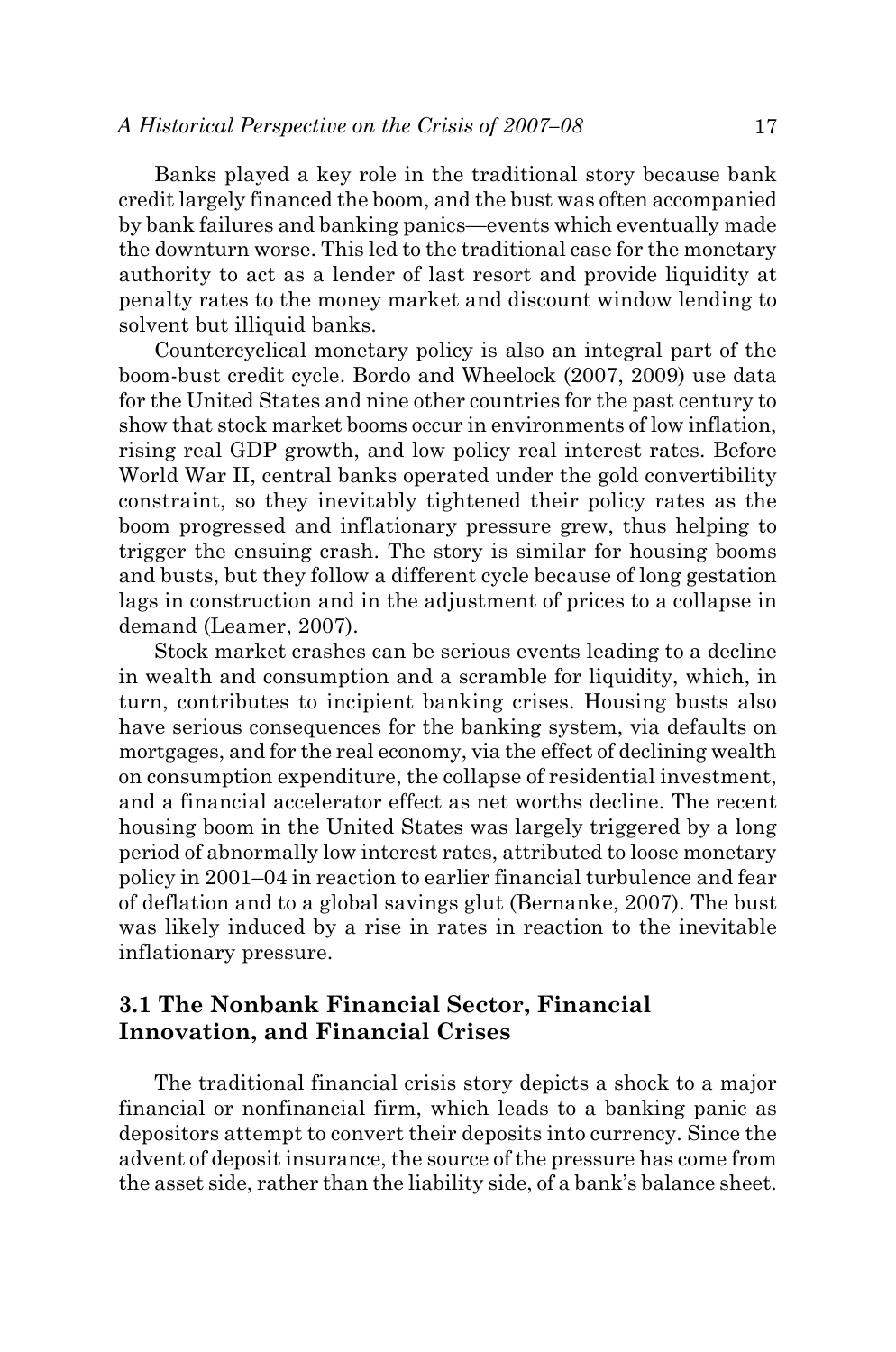Banks played a key role in the traditional story because bank credit largely financed the boom, and the bust was often accompanied by bank failures and banking panics—events which eventually made the downturn worse. This led to the traditional case for the monetary authority to act as a lender of last resort and provide liquidity at penalty rates to the money market and discount window lending to solvent but illiquid banks.

Countercyclical monetary policy is also an integral part of the boom-bust credit cycle. Bordo and Wheelock (2007, 2009) use data for the United States and nine other countries for the past century to show that stock market booms occur in environments of low inflation, rising real GDP growth, and low policy real interest rates. Before World War II, central banks operated under the gold convertibility constraint, so they inevitably tightened their policy rates as the boom progressed and inflationary pressure grew, thus helping to trigger the ensuing crash. The story is similar for housing booms and busts, but they follow a different cycle because of long gestation lags in construction and in the adjustment of prices to a collapse in demand (Leamer, 2007).

Stock market crashes can be serious events leading to a decline in wealth and consumption and a scramble for liquidity, which, in turn, contributes to incipient banking crises. Housing busts also have serious consequences for the banking system, via defaults on mortgages, and for the real economy, via the effect of declining wealth on consumption expenditure, the collapse of residential investment, and a financial accelerator effect as net worths decline. The recent housing boom in the United States was largely triggered by a long period of abnormally low interest rates, attributed to loose monetary policy in 2001–04 in reaction to earlier financial turbulence and fear of deflation and to a global savings glut (Bernanke, 2007). The bust was likely induced by a rise in rates in reaction to the inevitable inflationary pressure.

## 3.1 The Nonbank Financial Sector, Financial Innovation, and Financial Crises

The traditional financial crisis story depicts a shock to a major financial or nonfinancial firm, which leads to a banking panic as depositors attempt to convert their deposits into currency. Since the advent of deposit insurance, the source of the pressure has come from the asset side, rather than the liability side, of a bank's balance sheet.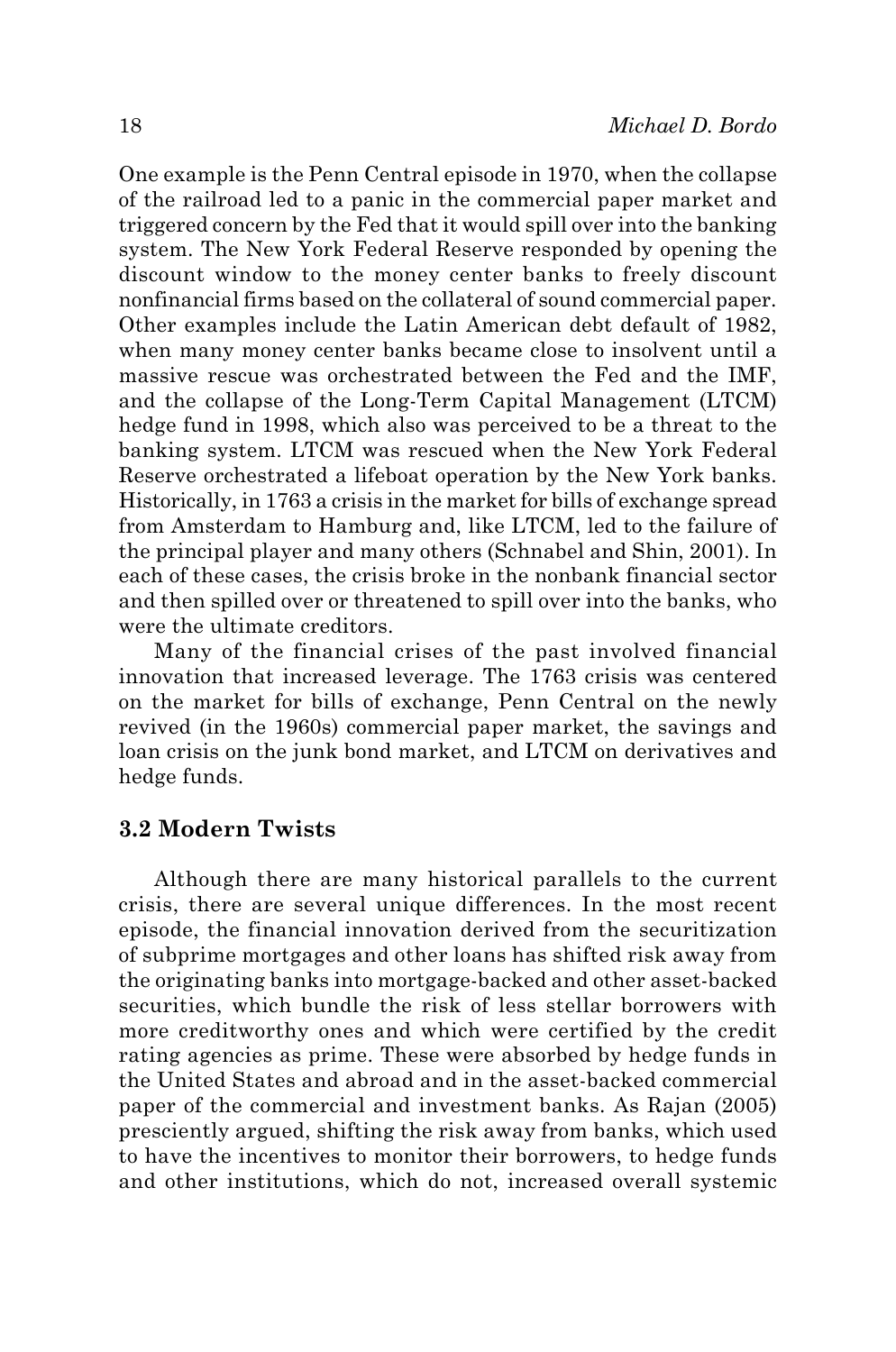One example is the Penn Central episode in 1970, when the collapse of the railroad led to a panic in the commercial paper market and triggered concern by the Fed that it would spill over into the banking system. The New York Federal Reserve responded by opening the discount window to the money center banks to freely discount nonfinancial firms based on the collateral of sound commercial paper. Other examples include the Latin American debt default of 1982, when many money center banks became close to insolvent until a massive rescue was orchestrated between the Fed and the IMF, and the collapse of the Long-Term Capital Management (LTCM) hedge fund in 1998, which also was perceived to be a threat to the banking system. LTCM was rescued when the New York Federal Reserve orchestrated a lifeboat operation by the New York banks. Historically, in 1763 a crisis in the market for bills of exchange spread from Amsterdam to Hamburg and, like LTCM, led to the failure of the principal player and many others (Schnabel and Shin, 2001). In each of these cases, the crisis broke in the nonbank financial sector and then spilled over or threatened to spill over into the banks, who were the ultimate creditors.

Many of the financial crises of the past involved financial innovation that increased leverage. The 1763 crisis was centered on the market for bills of exchange, Penn Central on the newly revived (in the 1960s) commercial paper market, the savings and loan crisis on the junk bond market, and LTCM on derivatives and hedge funds.

### 3.2 Modern Twists

Although there are many historical parallels to the current crisis, there are several unique differences. In the most recent episode, the financial innovation derived from the securitization of subprime mortgages and other loans has shifted risk away from the originating banks into mortgage-backed and other asset-backed securities, which bundle the risk of less stellar borrowers with more creditworthy ones and which were certified by the credit rating agencies as prime. These were absorbed by hedge funds in the United States and abroad and in the asset-backed commercial paper of the commercial and investment banks. As Rajan (2005) presciently argued, shifting the risk away from banks, which used to have the incentives to monitor their borrowers, to hedge funds and other institutions, which do not, increased overall systemic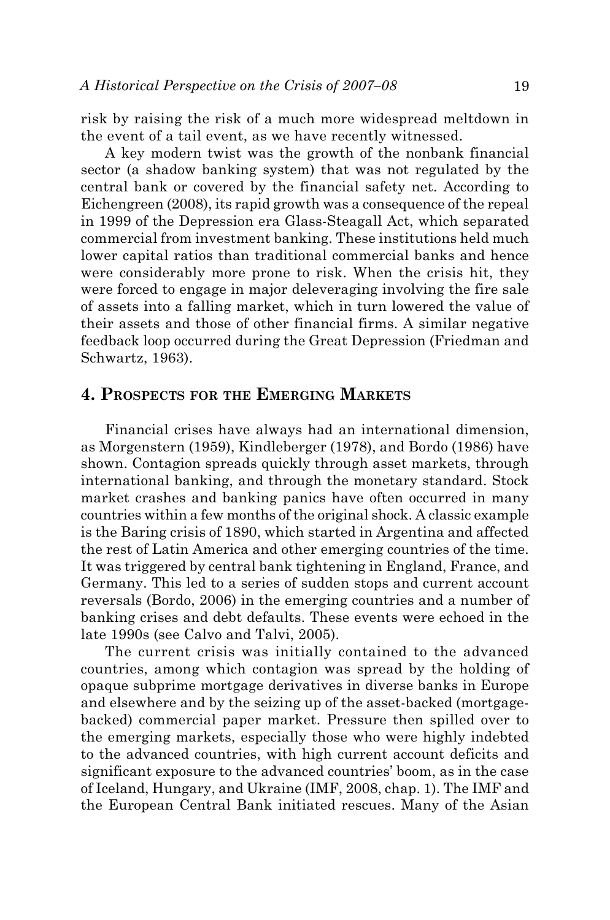risk by raising the risk of a much more widespread meltdown in the event of a tail event, as we have recently witnessed.

A key modern twist was the growth of the nonbank financial sector (a shadow banking system) that was not regulated by the central bank or covered by the financial safety net. According to Eichengreen (2008), its rapid growth was a consequence of the repeal in 1999 of the Depression era Glass-Steagall Act, which separated commercial from investment banking. These institutions held much lower capital ratios than traditional commercial banks and hence were considerably more prone to risk. When the crisis hit, they were forced to engage in major deleveraging involving the fire sale of assets into a falling market, which in turn lowered the value of their assets and those of other financial firms. A similar negative feedback loop occurred during the Great Depression (Friedman and Schwartz, 1963).

## 4. Prospects for the Emerging Markets

Financial crises have always had an international dimension, as Morgenstern (1959), Kindleberger (1978), and Bordo (1986) have shown. Contagion spreads quickly through asset markets, through international banking, and through the monetary standard. Stock market crashes and banking panics have often occurred in many countries within a few months of the original shock. A classic example is the Baring crisis of 1890, which started in Argentina and affected the rest of Latin America and other emerging countries of the time. It was triggered by central bank tightening in England, France, and Germany. This led to a series of sudden stops and current account reversals (Bordo, 2006) in the emerging countries and a number of banking crises and debt defaults. These events were echoed in the late 1990s (see Calvo and Talvi, 2005).

The current crisis was initially contained to the advanced countries, among which contagion was spread by the holding of opaque subprime mortgage derivatives in diverse banks in Europe and elsewhere and by the seizing up of the asset-backed (mortgage-backed) commercial paper market. Pressure then spilled over to the emerging markets, especially those who were highly indebted to the advanced countries, with high current account deficits and significant exposure to the advanced countries' boom, as in the case of Iceland, Hungary, and Ukraine (IMF, 2008, chap. 1). The IMF and the European Central Bank initiated rescues. Many of the Asian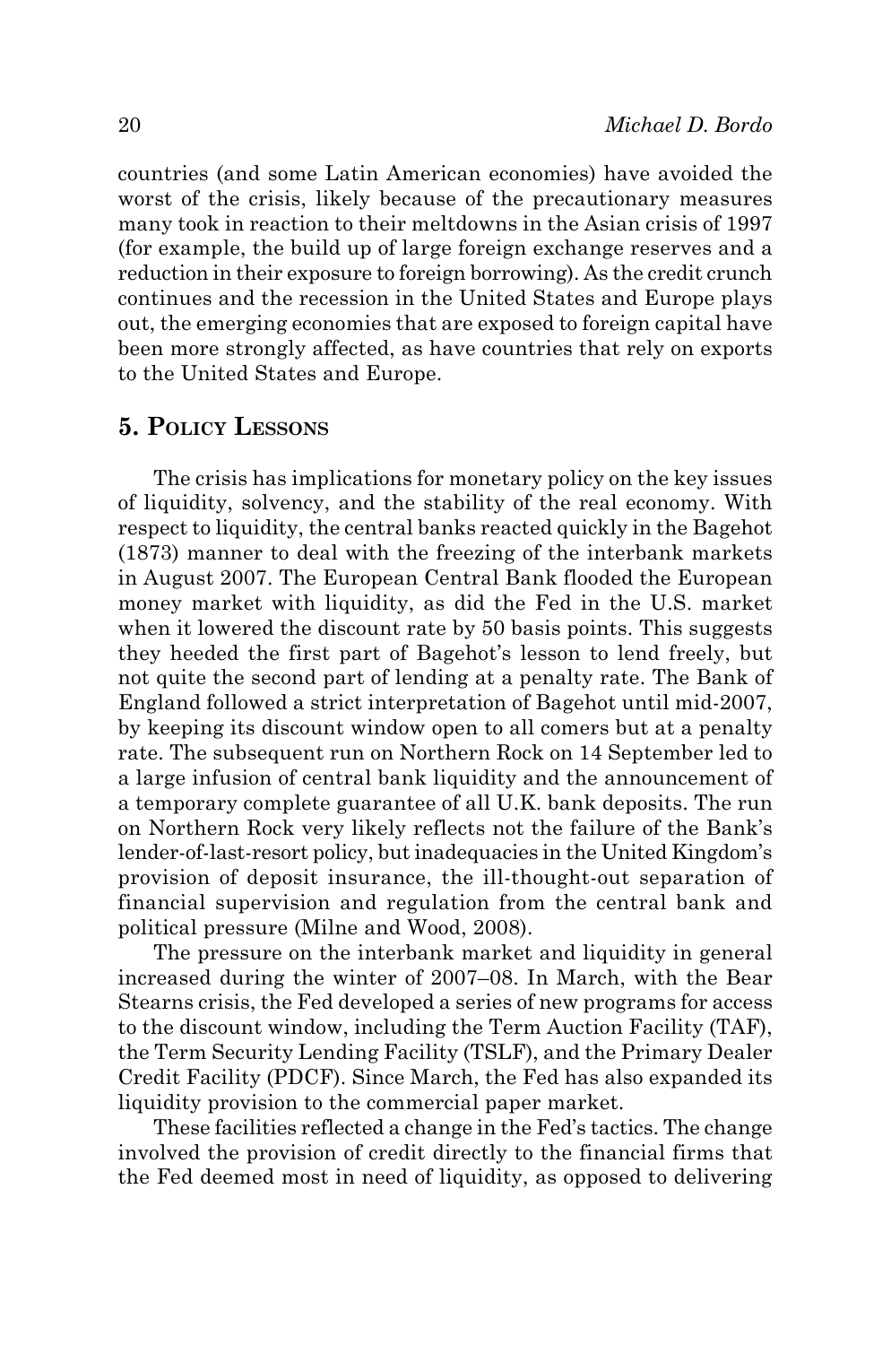countries (and some Latin American economies) have avoided the worst of the crisis, likely because of the precautionary measures many took in reaction to their meltdowns in the Asian crisis of 1997 (for example, the build up of large foreign exchange reserves and a reduction in their exposure to foreign borrowing). As the credit crunch continues and the recession in the United States and Europe plays out, the emerging economies that are exposed to foreign capital have been more strongly affected, as have countries that rely on exports to the United States and Europe.

## 5. Policy Lessons

The crisis has implications for monetary policy on the key issues of liquidity, solvency, and the stability of the real economy. With respect to liquidity, the central banks reacted quickly in the Bagehot (1873) manner to deal with the freezing of the interbank markets in August 2007. The European Central Bank flooded the European money market with liquidity, as did the Fed in the U.S. market when it lowered the discount rate by 50 basis points. This suggests they heeded the first part of Bagehot's lesson to lend freely, but not quite the second part of lending at a penalty rate. The Bank of England followed a strict interpretation of Bagehot until mid-2007, by keeping its discount window open to all comers but at a penalty rate. The subsequent run on Northern Rock on 14 September led to a large infusion of central bank liquidity and the announcement of a temporary complete guarantee of all U.K. bank deposits. The run on Northern Rock very likely reflects not the failure of the Bank's lender-of-last-resort policy, but inadequacies in the United Kingdom's provision of deposit insurance, the ill-thought-out separation of financial supervision and regulation from the central bank and political pressure (Milne and Wood, 2008).

The pressure on the interbank market and liquidity in general increased during the winter of 2007–08. In March, with the Bear Stearns crisis, the Fed developed a series of new programs for access to the discount window, including the Term Auction Facility (TAF), the Term Security Lending Facility (TSLF), and the Primary Dealer Credit Facility (PDCF). Since March, the Fed has also expanded its liquidity provision to the commercial paper market.

These facilities reflected a change in the Fed's tactics. The change involved the provision of credit directly to the financial firms that the Fed deemed most in need of liquidity, as opposed to delivering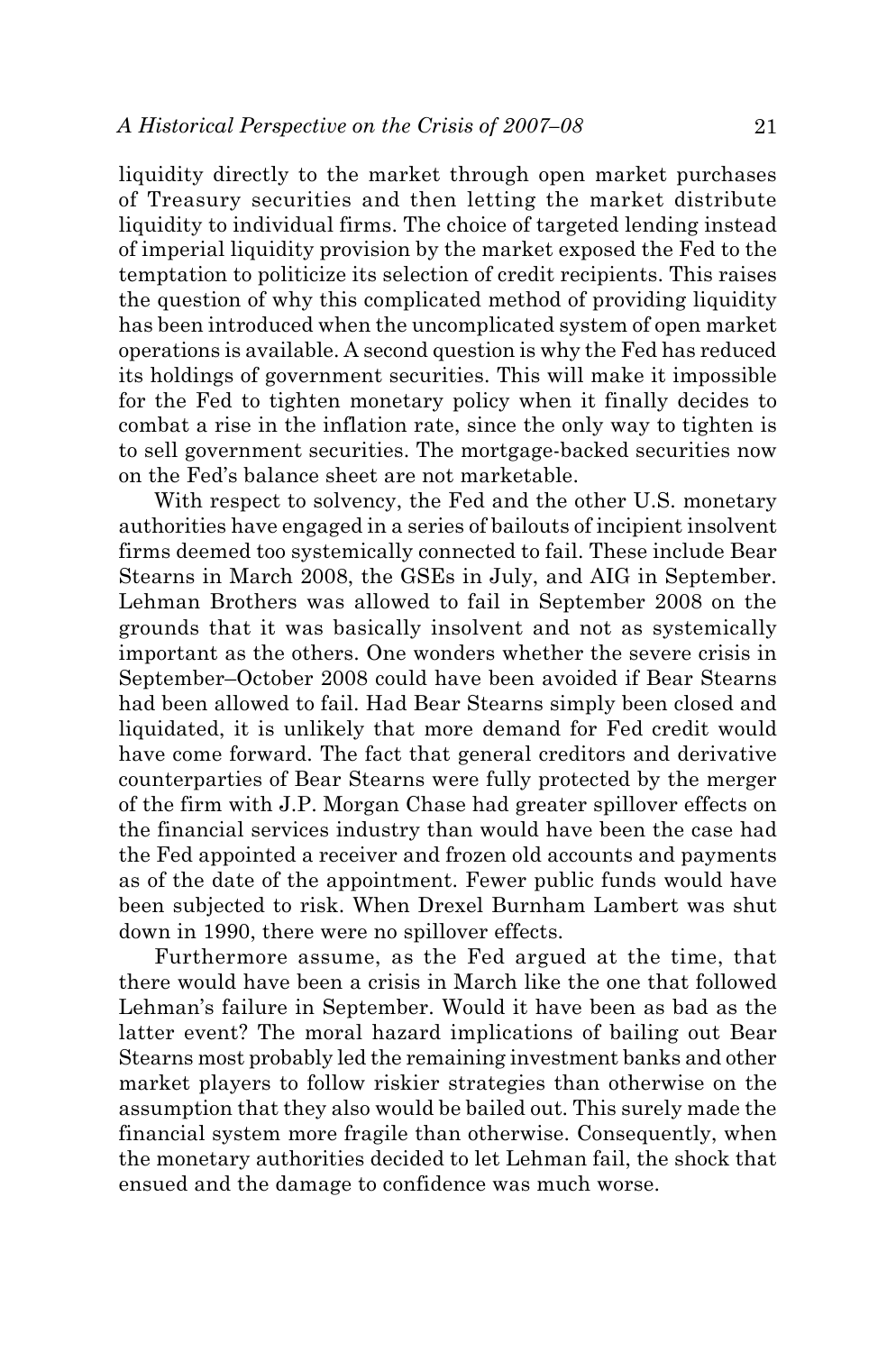liquidity directly to the market through open market purchases of Treasury securities and then letting the market distribute liquidity to individual firms. The choice of targeted lending instead of imperial liquidity provision by the market exposed the Fed to the temptation to politicize its selection of credit recipients. This raises the question of why this complicated method of providing liquidity has been introduced when the uncomplicated system of open market operations is available. A second question is why the Fed has reduced its holdings of government securities. This will make it impossible for the Fed to tighten monetary policy when it finally decides to combat a rise in the inflation rate, since the only way to tighten is to sell government securities. The mortgage-backed securities now on the Fed's balance sheet are not marketable.

With respect to solvency, the Fed and the other U.S. monetary authorities have engaged in a series of bailouts of incipient insolvent firms deemed too systemically connected to fail. These include Bear Stearns in March 2008, the GSEs in July, and AIG in September. Lehman Brothers was allowed to fail in September 2008 on the grounds that it was basically insolvent and not as systemically important as the others. One wonders whether the severe crisis in September–October 2008 could have been avoided if Bear Stearns had been allowed to fail. Had Bear Stearns simply been closed and liquidated, it is unlikely that more demand for Fed credit would have come forward. The fact that general creditors and derivative counterparties of Bear Stearns were fully protected by the merger of the firm with J.P. Morgan Chase had greater spillover effects on the financial services industry than would have been the case had the Fed appointed a receiver and frozen old accounts and payments as of the date of the appointment. Fewer public funds would have been subjected to risk. When Drexel Burnham Lambert was shut down in 1990, there were no spillover effects.

Furthermore assume, as the Fed argued at the time, that there would have been a crisis in March like the one that followed Lehman's failure in September. Would it have been as bad as the latter event? The moral hazard implications of bailing out Bear Stearns most probably led the remaining investment banks and other market players to follow riskier strategies than otherwise on the assumption that they also would be bailed out. This surely made the financial system more fragile than otherwise. Consequently, when the monetary authorities decided to let Lehman fail, the shock that ensued and the damage to confidence was much worse.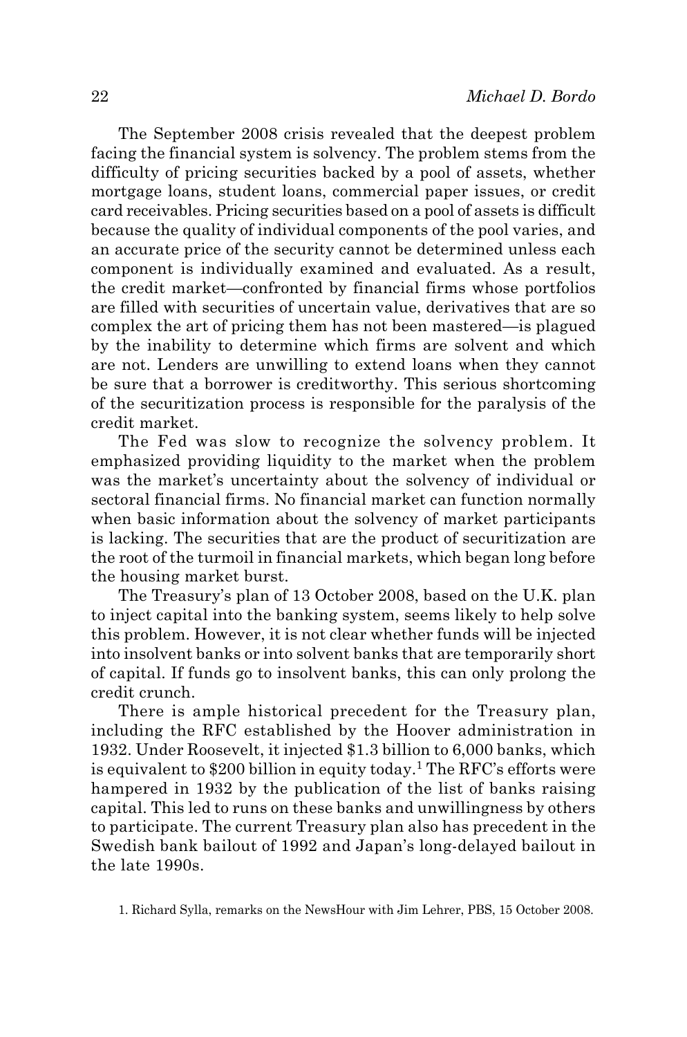The September 2008 crisis revealed that the deepest problem facing the financial system is solvency. The problem stems from the difficulty of pricing securities backed by a pool of assets, whether mortgage loans, student loans, commercial paper issues, or credit card receivables. Pricing securities based on a pool of assets is difficult because the quality of individual components of the pool varies, and an accurate price of the security cannot be determined unless each component is individually examined and evaluated. As a result, the credit market—confronted by financial firms whose portfolios are filled with securities of uncertain value, derivatives that are so complex the art of pricing them has not been mastered—is plagued by the inability to determine which firms are solvent and which are not. Lenders are unwilling to extend loans when they cannot be sure that a borrower is creditworthy. This serious shortcoming of the securitization process is responsible for the paralysis of the credit market.

The Fed was slow to recognize the solvency problem. It emphasized providing liquidity to the market when the problem was the market's uncertainty about the solvency of individual or sectoral financial firms. No financial market can function normally when basic information about the solvency of market participants is lacking. The securities that are the product of securitization are the root of the turmoil in financial markets, which began long before the housing market burst.

The Treasury's plan of 13 October 2008, based on the U.K. plan to inject capital into the banking system, seems likely to help solve this problem. However, it is not clear whether funds will be injected into insolvent banks or into solvent banks that are temporarily short of capital. If funds go to insolvent banks, this can only prolong the credit crunch.

There is ample historical precedent for the Treasury plan, including the RFC established by the Hoover administration in 1932. Under Roosevelt, it injected $1.3 billion to 6,000 banks, which is equivalent to $200 billion in equity today.[1] The RFC's efforts were hampered in 1932 by the publication of the list of banks raising capital. This led to runs on these banks and unwillingness by others to participate. The current Treasury plan also has precedent in the Swedish bank bailout of 1992 and Japan's long-delayed bailout in the late 1990s.

1. Richard Sylla, remarks on the NewsHour with Jim Lehrer, PBS, 15 October 2008.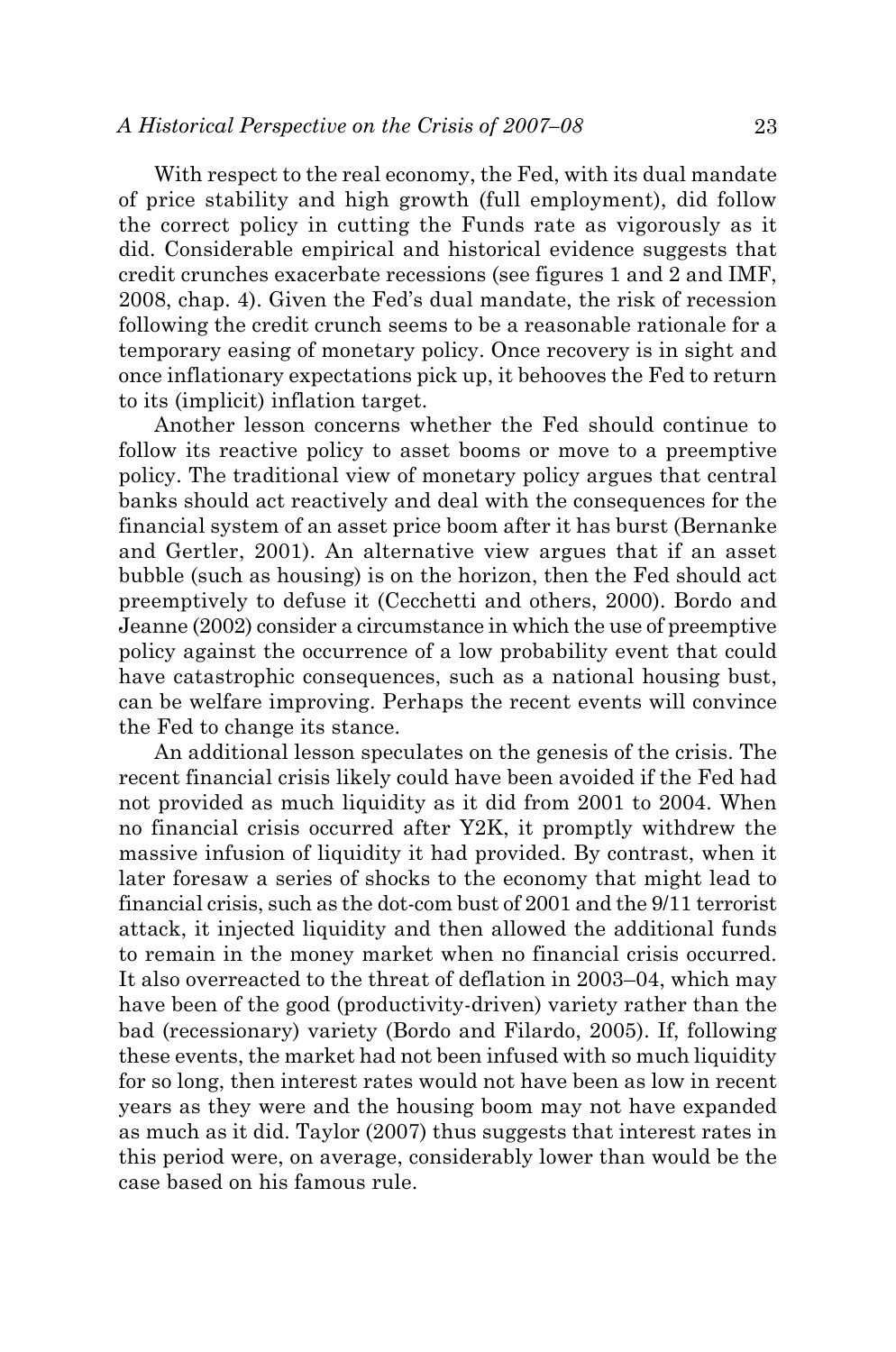With respect to the real economy, the Fed, with its dual mandate of price stability and high growth (full employment), did follow the correct policy in cutting the Funds rate as vigorously as it did. Considerable empirical and historical evidence suggests that credit crunches exacerbate recessions (see figures 1 and 2 and IMF, 2008, chap. 4). Given the Fed's dual mandate, the risk of recession following the credit crunch seems to be a reasonable rationale for a temporary easing of monetary policy. Once recovery is in sight and once inflationary expectations pick up, it behooves the Fed to return to its (implicit) inflation target.

Another lesson concerns whether the Fed should continue to follow its reactive policy to asset booms or move to a preemptive policy. The traditional view of monetary policy argues that central banks should act reactively and deal with the consequences for the financial system of an asset price boom after it has burst (Bernanke and Gertler, 2001). An alternative view argues that if an asset bubble (such as housing) is on the horizon, then the Fed should act preemptively to defuse it (Cecchetti and others, 2000). Bordo and Jeanne (2002) consider a circumstance in which the use of preemptive policy against the occurrence of a low probability event that could have catastrophic consequences, such as a national housing bust, can be welfare improving. Perhaps the recent events will convince the Fed to change its stance.

An additional lesson speculates on the genesis of the crisis. The recent financial crisis likely could have been avoided if the Fed had not provided as much liquidity as it did from 2001 to 2004. When no financial crisis occurred after Y2K, it promptly withdrew the massive infusion of liquidity it had provided. By contrast, when it later foresaw a series of shocks to the economy that might lead to financial crisis, such as the dot-com bust of 2001 and the 9/11 terrorist attack, it injected liquidity and then allowed the additional funds to remain in the money market when no financial crisis occurred. It also overreacted to the threat of deflation in 2003–04, which may have been of the good (productivity-driven) variety rather than the bad (recessionary) variety (Bordo and Filardo, 2005). If, following these events, the market had not been infused with so much liquidity for so long, then interest rates would not have been as low in recent years as they were and the housing boom may not have expanded as much as it did. Taylor (2007) thus suggests that interest rates in this period were, on average, considerably lower than would be the case based on his famous rule.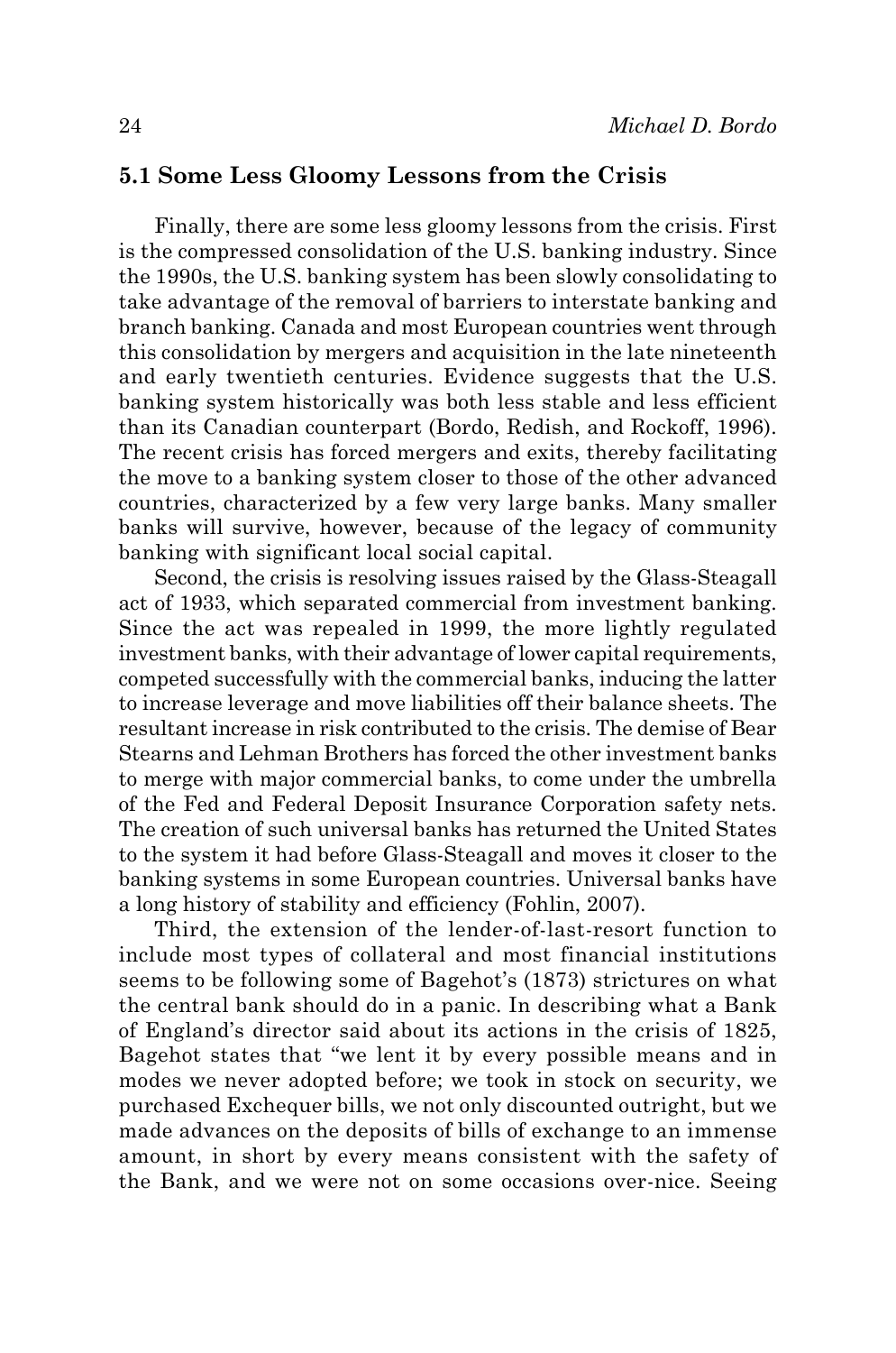## 5.1 Some Less Gloomy Lessons from the Crisis

Finally, there are some less gloomy lessons from the crisis. First is the compressed consolidation of the U.S. banking industry. Since the 1990s, the U.S. banking system has been slowly consolidating to take advantage of the removal of barriers to interstate banking and branch banking. Canada and most European countries went through this consolidation by mergers and acquisition in the late nineteenth and early twentieth centuries. Evidence suggests that the U.S. banking system historically was both less stable and less efficient than its Canadian counterpart (Bordo, Redish, and Rockoff, 1996). The recent crisis has forced mergers and exits, thereby facilitating the move to a banking system closer to those of the other advanced countries, characterized by a few very large banks. Many smaller banks will survive, however, because of the legacy of community banking with significant local social capital.

Second, the crisis is resolving issues raised by the Glass-Steagall act of 1933, which separated commercial from investment banking. Since the act was repealed in 1999, the more lightly regulated investment banks, with their advantage of lower capital requirements, competed successfully with the commercial banks, inducing the latter to increase leverage and move liabilities off their balance sheets. The resultant increase in risk contributed to the crisis. The demise of Bear Stearns and Lehman Brothers has forced the other investment banks to merge with major commercial banks, to come under the umbrella of the Fed and Federal Deposit Insurance Corporation safety nets. The creation of such universal banks has returned the United States to the system it had before Glass-Steagall and moves it closer to the banking systems in some European countries. Universal banks have a long history of stability and efficiency (Fohlin, 2007).

Third, the extension of the lender-of-last-resort function to include most types of collateral and most financial institutions seems to be following some of Bagehot's (1873) strictures on what the central bank should do in a panic. In describing what a Bank of England's director said about its actions in the crisis of 1825, Bagehot states that "we lent it by every possible means and in modes we never adopted before; we took in stock on security, we purchased Exchequer bills, we not only discounted outright, but we made advances on the deposits of bills of exchange to an immense amount, in short by every means consistent with the safety of the Bank, and we were not on some occasions over-nice. Seeing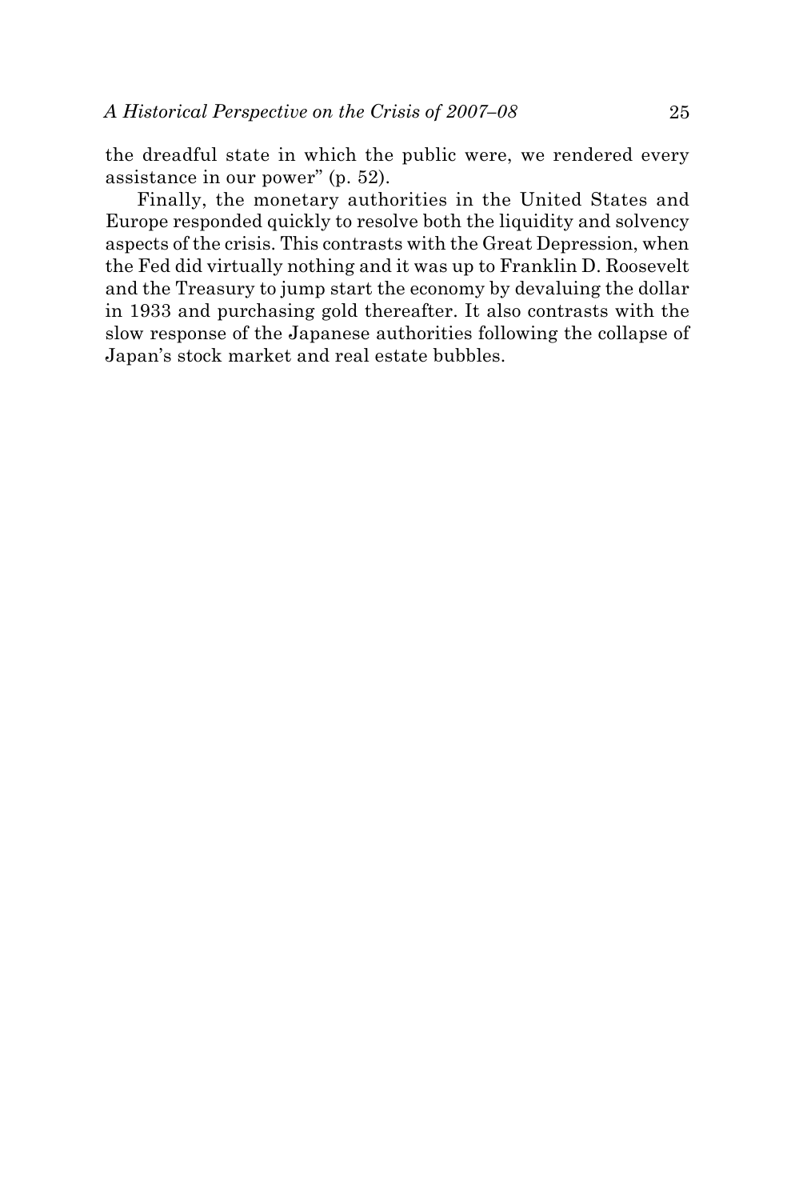the dreadful state in which the public were, we rendered every assistance in our power" (p. 52).

Finally, the monetary authorities in the United States and Europe responded quickly to resolve both the liquidity and solvency aspects of the crisis. This contrasts with the Great Depression, when the Fed did virtually nothing and it was up to Franklin D. Roosevelt and the Treasury to jump start the economy by devaluing the dollar in 1933 and purchasing gold thereafter. It also contrasts with the slow response of the Japanese authorities following the collapse of Japan's stock market and real estate bubbles.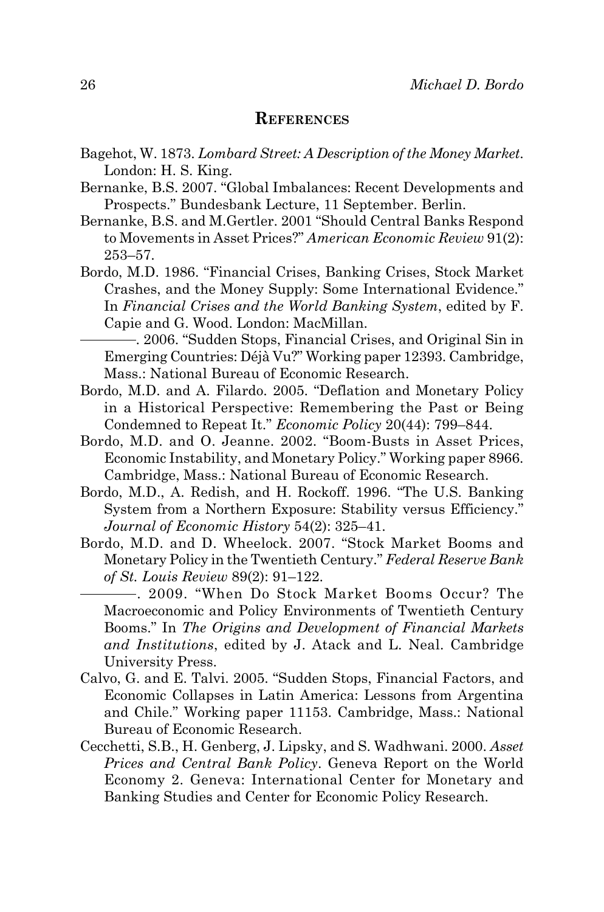## References

Bagehot, W. 1873. *Lombard Street: A Description of the Money Market*. London: H. S. King.

Bernanke, B.S. 2007. "Global Imbalances: Recent Developments and Prospects." Bundesbank Lecture, 11 September. Berlin.

Bernanke, B.S. and M.Gertler. 2001 "Should Central Banks Respond to Movements in Asset Prices?" *American Economic Review* 91(2): 253–57.

Bordo, M.D. 1986. "Financial Crises, Banking Crises, Stock Market Crashes, and the Money Supply: Some International Evidence." In *Financial Crises and the World Banking System*, edited by F. Capie and G. Wood. London: MacMillan.

————. 2006. "Sudden Stops, Financial Crises, and Original Sin in Emerging Countries: Déjà Vu?" Working paper 12393. Cambridge, Mass.: National Bureau of Economic Research.

Bordo, M.D. and A. Filardo. 2005. "Deflation and Monetary Policy in a Historical Perspective: Remembering the Past or Being Condemned to Repeat It." *Economic Policy* 20(44): 799–844.

Bordo, M.D. and O. Jeanne. 2002. "Boom-Busts in Asset Prices, Economic Instability, and Monetary Policy." Working paper 8966. Cambridge, Mass.: National Bureau of Economic Research.

Bordo, M.D., A. Redish, and H. Rockoff. 1996. "The U.S. Banking System from a Northern Exposure: Stability versus Efficiency." *Journal of Economic History* 54(2): 325–41.

Bordo, M.D. and D. Wheelock. 2007. "Stock Market Booms and Monetary Policy in the Twentieth Century." *Federal Reserve Bank of St. Louis Review* 89(2): 91–122.

————. 2009. "When Do Stock Market Booms Occur? The Macroeconomic and Policy Environments of Twentieth Century Booms." In *The Origins and Development of Financial Markets and Institutions*, edited by J. Atack and L. Neal. Cambridge University Press.

Calvo, G. and E. Talvi. 2005. "Sudden Stops, Financial Factors, and Economic Collapses in Latin America: Lessons from Argentina and Chile." Working paper 11153. Cambridge, Mass.: National Bureau of Economic Research.

Cecchetti, S.B., H. Genberg, J. Lipsky, and S. Wadhwani. 2000. *Asset Prices and Central Bank Policy*. Geneva Report on the World Economy 2. Geneva: International Center for Monetary and Banking Studies and Center for Economic Policy Research.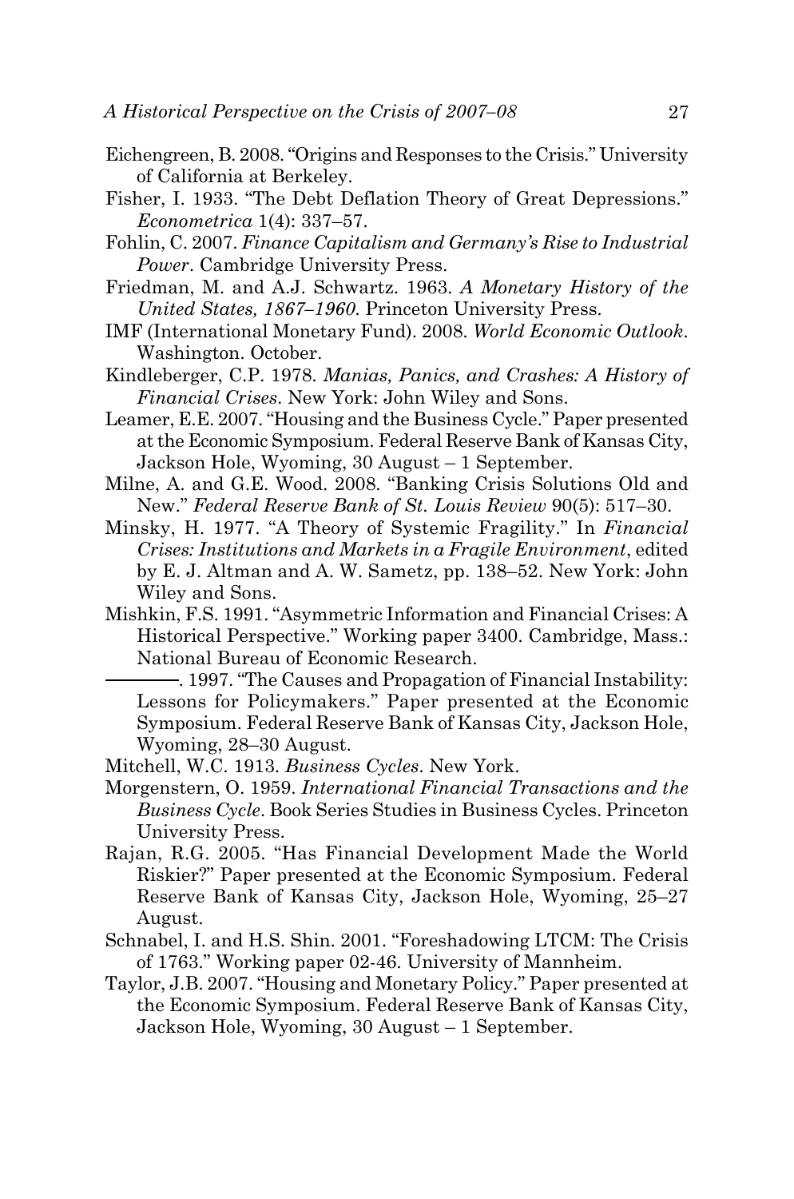Eichengreen, B. 2008. "Origins and Responses to the Crisis." University of California at Berkeley.

Fisher, I. 1933. "The Debt Deflation Theory of Great Depressions." *Econometrica* 1(4): 337–57.

Fohlin, C. 2007. *Finance Capitalism and Germany's Rise to Industrial Power*. Cambridge University Press.

Friedman, M. and A.J. Schwartz. 1963. *A Monetary History of the United States, 1867–1960*. Princeton University Press.

IMF (International Monetary Fund). 2008. *World Economic Outlook*. Washington. October.

Kindleberger, C.P. 1978. *Manias, Panics, and Crashes: A History of Financial Crises*. New York: John Wiley and Sons.

Leamer, E.E. 2007. "Housing and the Business Cycle." Paper presented at the Economic Symposium. Federal Reserve Bank of Kansas City, Jackson Hole, Wyoming, 30 August – 1 September.

Milne, A. and G.E. Wood. 2008. "Banking Crisis Solutions Old and New." *Federal Reserve Bank of St. Louis Review* 90(5): 517–30.

Minsky, H. 1977. "A Theory of Systemic Fragility." In *Financial Crises: Institutions and Markets in a Fragile Environment*, edited by E. J. Altman and A. W. Sametz, pp. 138–52. New York: John Wiley and Sons.

Mishkin, F.S. 1991. "Asymmetric Information and Financial Crises: A Historical Perspective." Working paper 3400. Cambridge, Mass.: National Bureau of Economic Research.

————. 1997. "The Causes and Propagation of Financial Instability: Lessons for Policymakers." Paper presented at the Economic Symposium. Federal Reserve Bank of Kansas City, Jackson Hole, Wyoming, 28–30 August.

Mitchell, W.C. 1913. *Business Cycles*. New York.

Morgenstern, O. 1959. *International Financial Transactions and the Business Cycle*. Book Series Studies in Business Cycles. Princeton University Press.

Rajan, R.G. 2005. "Has Financial Development Made the World Riskier?" Paper presented at the Economic Symposium. Federal Reserve Bank of Kansas City, Jackson Hole, Wyoming, 25–27 August.

Schnabel, I. and H.S. Shin. 2001. "Foreshadowing LTCM: The Crisis of 1763." Working paper 02-46. University of Mannheim.

Taylor, J.B. 2007. "Housing and Monetary Policy." Paper presented at the Economic Symposium. Federal Reserve Bank of Kansas City, Jackson Hole, Wyoming, 30 August – 1 September.